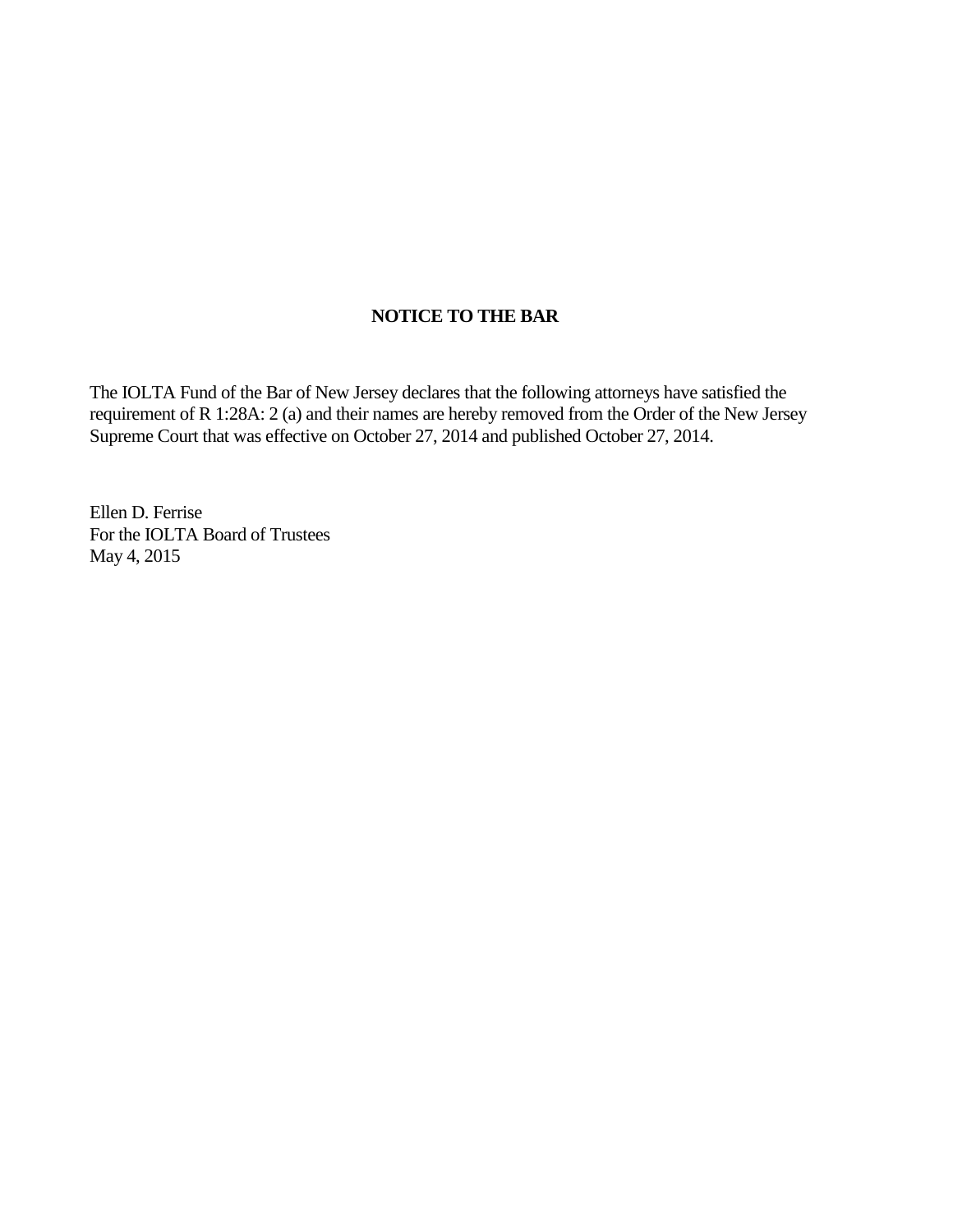**NOTICE TO THE BAR**

The IOLTA Fund of the Bar of New Jersey declares that the following attorneys have satisfied the requirement of R 1:28A: 2 (a) and their names are hereby removed from the Order of the New Jersey Supreme Court that was effective on October 27, 2014 and published October 27, 2014.

Ellen D. Ferrise
For the IOLTA Board of Trustees
May 4, 2015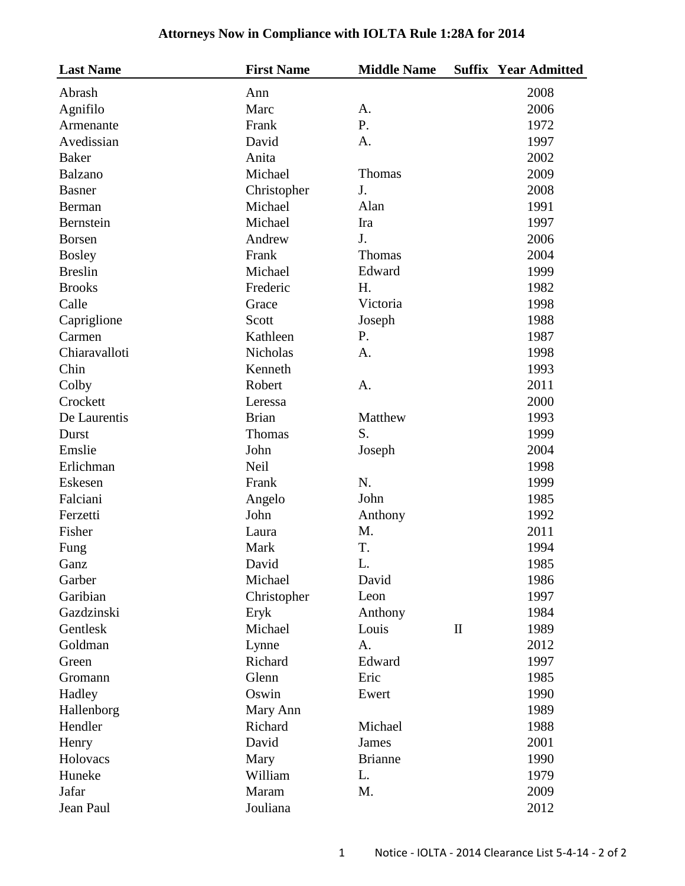# Attorneys Now in Compliance with IOLTA Rule 1:28A for 2014

| Last Name | First Name | Middle Name | Suffix | Year Admitted |
|---|---|---|---|---|
| Abrash | Ann | | | 2008 |
| Agnifilo | Marc | A. | | 2006 |
| Armenante | Frank | P. | | 1972 |
| Avedissian | David | A. | | 1997 |
| Baker | Anita | | | 2002 |
| Balzano | Michael | Thomas | | 2009 |
| Basner | Christopher | J. | | 2008 |
| Berman | Michael | Alan | | 1991 |
| Bernstein | Michael | Ira | | 1997 |
| Borsen | Andrew | J. | | 2006 |
| Bosley | Frank | Thomas | | 2004 |
| Breslin | Michael | Edward | | 1999 |
| Brooks | Frederic | H. | | 1982 |
| Calle | Grace | Victoria | | 1998 |
| Capriglione | Scott | Joseph | | 1988 |
| Carmen | Kathleen | P. | | 1987 |
| Chiaravalloti | Nicholas | A. | | 1998 |
| Chin | Kenneth | | | 1993 |
| Colby | Robert | A. | | 2011 |
| Crockett | Leressa | | | 2000 |
| De Laurentis | Brian | Matthew | | 1993 |
| Durst | Thomas | S. | | 1999 |
| Emslie | John | Joseph | | 2004 |
| Erlichman | Neil | | | 1998 |
| Eskesen | Frank | N. | | 1999 |
| Falciani | Angelo | John | | 1985 |
| Ferzetti | John | Anthony | | 1992 |
| Fisher | Laura | M. | | 2011 |
| Fung | Mark | T. | | 1994 |
| Ganz | David | L. | | 1985 |
| Garber | Michael | David | | 1986 |
| Garibian | Christopher | Leon | | 1997 |
| Gazdzinski | Eryk | Anthony | | 1984 |
| Gentlesk | Michael | Louis | II | 1989 |
| Goldman | Lynne | A. | | 2012 |
| Green | Richard | Edward | | 1997 |
| Gromann | Glenn | Eric | | 1985 |
| Hadley | Oswin | Ewert | | 1990 |
| Hallenborg | Mary Ann | | | 1989 |
| Hendler | Richard | Michael | | 1988 |
| Henry | David | James | | 2001 |
| Holovacs | Mary | Brianne | | 1990 |
| Huneke | William | L. | | 1979 |
| Jafar | Maram | M. | | 2009 |
| Jean Paul | Jouliana | | | 2012 |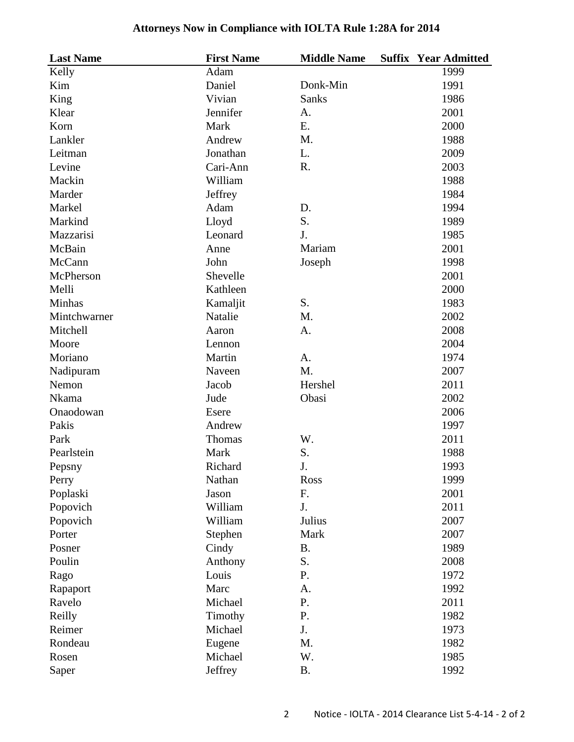# Attorneys Now in Compliance with IOLTA Rule 1:28A for 2014

| Last Name | First Name | Middle Name | Suffix | Year Admitted |
|---|---|---|---|---|
| Kelly | Adam | | | 1999 |
| Kim | Daniel | Donk-Min | | 1991 |
| King | Vivian | Sanks | | 1986 |
| Klear | Jennifer | A. | | 2001 |
| Korn | Mark | E. | | 2000 |
| Lankler | Andrew | M. | | 1988 |
| Leitman | Jonathan | L. | | 2009 |
| Levine | Cari-Ann | R. | | 2003 |
| Mackin | William | | | 1988 |
| Marder | Jeffrey | | | 1984 |
| Markel | Adam | D. | | 1994 |
| Markind | Lloyd | S. | | 1989 |
| Mazzarisi | Leonard | J. | | 1985 |
| McBain | Anne | Mariam | | 2001 |
| McCann | John | Joseph | | 1998 |
| McPherson | Shevelle | | | 2001 |
| Melli | Kathleen | | | 2000 |
| Minhas | Kamaljit | S. | | 1983 |
| Mintchwarner | Natalie | M. | | 2002 |
| Mitchell | Aaron | A. | | 2008 |
| Moore | Lennon | | | 2004 |
| Moriano | Martin | A. | | 1974 |
| Nadipuram | Naveen | M. | | 2007 |
| Nemon | Jacob | Hershel | | 2011 |
| Nkama | Jude | Obasi | | 2002 |
| Onaodowan | Esere | | | 2006 |
| Pakis | Andrew | | | 1997 |
| Park | Thomas | W. | | 2011 |
| Pearlstein | Mark | S. | | 1988 |
| Pepsny | Richard | J. | | 1993 |
| Perry | Nathan | Ross | | 1999 |
| Poplaski | Jason | F. | | 2001 |
| Popovich | William | J. | | 2011 |
| Popovich | William | Julius | | 2007 |
| Porter | Stephen | Mark | | 2007 |
| Posner | Cindy | B. | | 1989 |
| Poulin | Anthony | S. | | 2008 |
| Rago | Louis | P. | | 1972 |
| Rapaport | Marc | A. | | 1992 |
| Ravelo | Michael | P. | | 2011 |
| Reilly | Timothy | P. | | 1982 |
| Reimer | Michael | J. | | 1973 |
| Rondeau | Eugene | M. | | 1982 |
| Rosen | Michael | W. | | 1985 |
| Saper | Jeffrey | B. | | 1992 |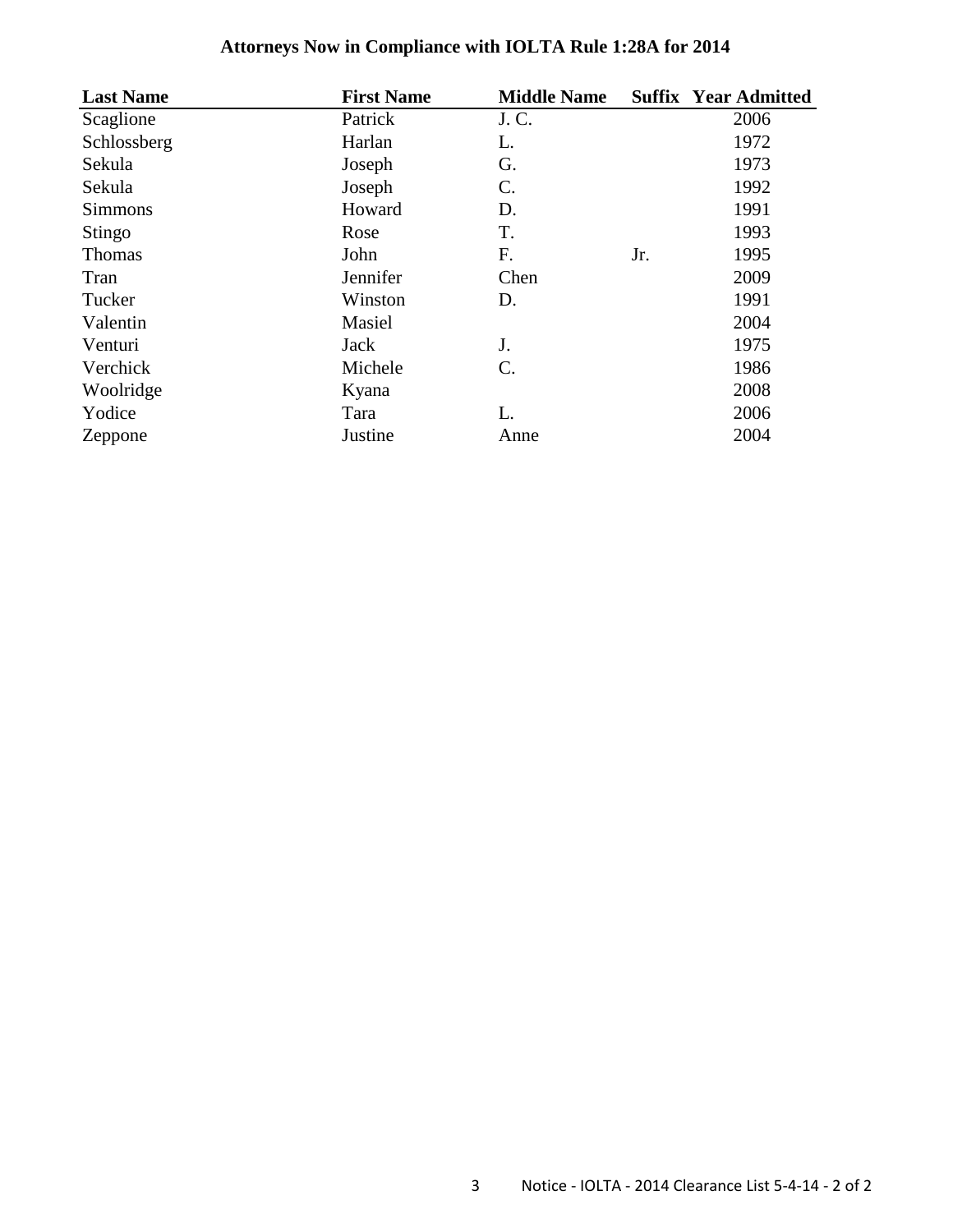**Attorneys Now in Compliance with IOLTA Rule 1:28A for 2014**

| Last Name | First Name | Middle Name | Suffix | Year Admitted |
|---|---|---|---|---|
| Scaglione | Patrick | J. C. | | 2006 |
| Schlossberg | Harlan | L. | | 1972 |
| Sekula | Joseph | G. | | 1973 |
| Sekula | Joseph | C. | | 1992 |
| Simmons | Howard | D. | | 1991 |
| Stingo | Rose | T. | | 1993 |
| Thomas | John | F. | Jr. | 1995 |
| Tran | Jennifer | Chen | | 2009 |
| Tucker | Winston | D. | | 1991 |
| Valentin | Masiel | | | 2004 |
| Venturi | Jack | J. | | 1975 |
| Verchick | Michele | C. | | 1986 |
| Woolridge | Kyana | | | 2008 |
| Yodice | Tara | L. | | 2006 |
| Zeppone | Justine | Anne | | 2004 |